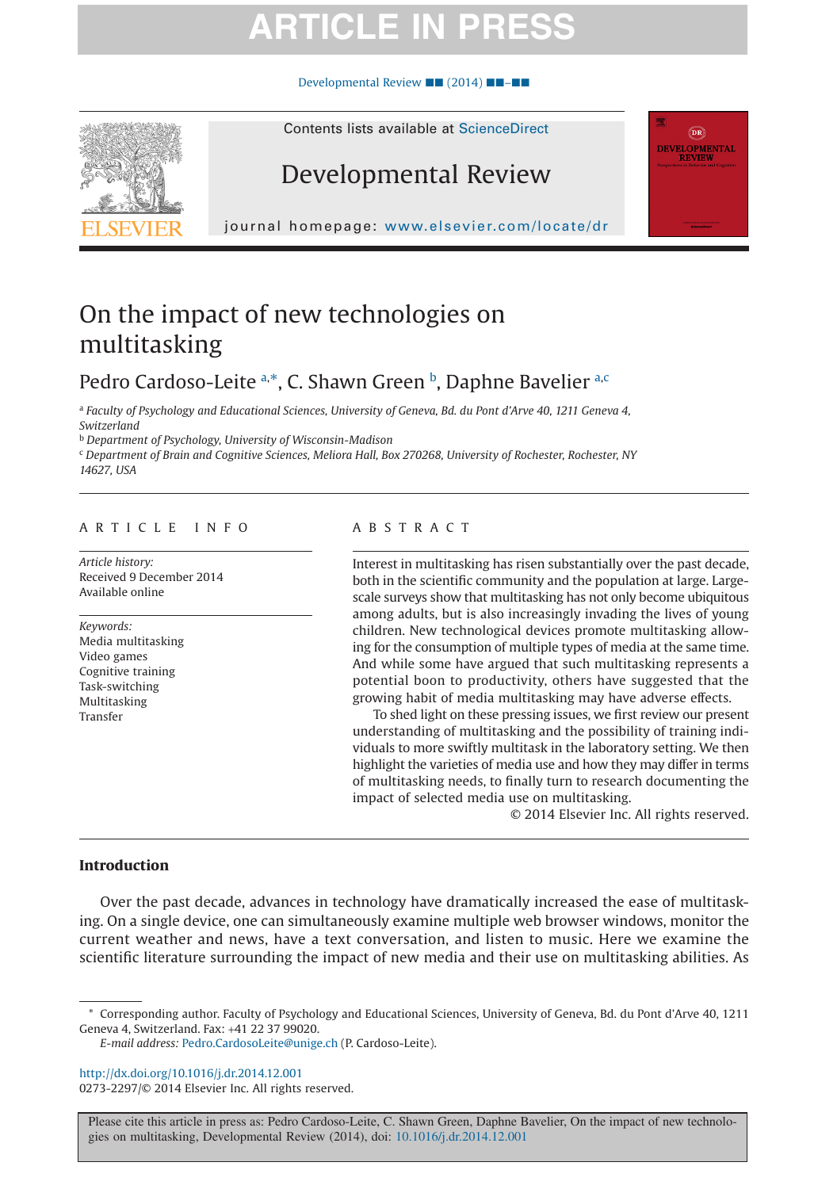# On the impact of new technologies on multitasking

Pedro Cardoso-Leite [a,*], C. Shawn Green [b], Daphne Bavelier [a,c]

[a] *Faculty of Psychology and Educational Sciences, University of Geneva, Bd. du Pont d'Arve 40, 1211 Geneva 4, Switzerland*
[b] *Department of Psychology, University of Wisconsin-Madison*
[c] *Department of Brain and Cognitive Sciences, Meliora Hall, Box 270268, University of Rochester, Rochester, NY 14627, USA*

## ARTICLE INFO

*Article history:*
Received 9 December 2014
Available online

*Keywords:*
Media multitasking
Video games
Cognitive training
Task-switching
Multitasking
Transfer

## ABSTRACT

Interest in multitasking has risen substantially over the past decade, both in the scientific community and the population at large. Large-scale surveys show that multitasking has not only become ubiquitous among adults, but is also increasingly invading the lives of young children. New technological devices promote multitasking allowing for the consumption of multiple types of media at the same time. And while some have argued that such multitasking represents a potential boon to productivity, others have suggested that the growing habit of media multitasking may have adverse effects.

To shed light on these pressing issues, we first review our present understanding of multitasking and the possibility of training individuals to more swiftly multitask in the laboratory setting. We then highlight the varieties of media use and how they may differ in terms of multitasking needs, to finally turn to research documenting the impact of selected media use on multitasking.

© 2014 Elsevier Inc. All rights reserved.

## Introduction

Over the past decade, advances in technology have dramatically increased the ease of multitasking. On a single device, one can simultaneously examine multiple web browser windows, monitor the current weather and news, have a text conversation, and listen to music. Here we examine the scientific literature surrounding the impact of new media and their use on multitasking abilities. As

\* Corresponding author. Faculty of Psychology and Educational Sciences, University of Geneva, Bd. du Pont d'Arve 40, 1211 Geneva 4, Switzerland. Fax: +41 22 37 99020.
*E-mail address:* Pedro.CardosoLeite@unige.ch (P. Cardoso-Leite).

http://dx.doi.org/10.1016/j.dr.2014.12.001
0273-2297/© 2014 Elsevier Inc. All rights reserved.

Please cite this article in press as: Pedro Cardoso-Leite, C. Shawn Green, Daphne Bavelier, On the impact of new technologies on multitasking, Developmental Review (2014), doi: 10.1016/j.dr.2014.12.001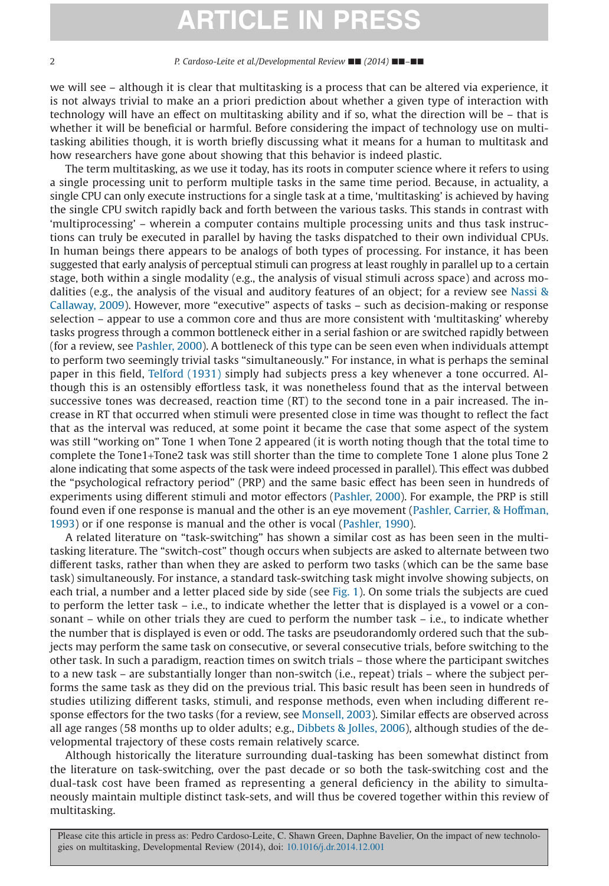we will see – although it is clear that multitasking is a process that can be altered via experience, it is not always trivial to make an a priori prediction about whether a given type of interaction with technology will have an effect on multitasking ability and if so, what the direction will be – that is whether it will be beneficial or harmful. Before considering the impact of technology use on multitasking abilities though, it is worth briefly discussing what it means for a human to multitask and how researchers have gone about showing that this behavior is indeed plastic.

The term multitasking, as we use it today, has its roots in computer science where it refers to using a single processing unit to perform multiple tasks in the same time period. Because, in actuality, a single CPU can only execute instructions for a single task at a time, 'multitasking' is achieved by having the single CPU switch rapidly back and forth between the various tasks. This stands in contrast with 'multiprocessing' – wherein a computer contains multiple processing units and thus task instructions can truly be executed in parallel by having the tasks dispatched to their own individual CPUs. In human beings there appears to be analogs of both types of processing. For instance, it has been suggested that early analysis of perceptual stimuli can progress at least roughly in parallel up to a certain stage, both within a single modality (e.g., the analysis of visual stimuli across space) and across modalities (e.g., the analysis of the visual and auditory features of an object; for a review see Nassi & Callaway, 2009). However, more "executive" aspects of tasks – such as decision-making or response selection – appear to use a common core and thus are more consistent with 'multitasking' whereby tasks progress through a common bottleneck either in a serial fashion or are switched rapidly between (for a review, see Pashler, 2000). A bottleneck of this type can be seen even when individuals attempt to perform two seemingly trivial tasks "simultaneously." For instance, in what is perhaps the seminal paper in this field, Telford (1931) simply had subjects press a key whenever a tone occurred. Although this is an ostensibly effortless task, it was nonetheless found that as the interval between successive tones was decreased, reaction time (RT) to the second tone in a pair increased. The increase in RT that occurred when stimuli were presented close in time was thought to reflect the fact that as the interval was reduced, at some point it became the case that some aspect of the system was still "working on" Tone 1 when Tone 2 appeared (it is worth noting though that the total time to complete the Tone1+Tone2 task was still shorter than the time to complete Tone 1 alone plus Tone 2 alone indicating that some aspects of the task were indeed processed in parallel). This effect was dubbed the "psychological refractory period" (PRP) and the same basic effect has been seen in hundreds of experiments using different stimuli and motor effectors (Pashler, 2000). For example, the PRP is still found even if one response is manual and the other is an eye movement (Pashler, Carrier, & Hoffman, 1993) or if one response is manual and the other is vocal (Pashler, 1990).

A related literature on "task-switching" has shown a similar cost as has been seen in the multitasking literature. The "switch-cost" though occurs when subjects are asked to alternate between two different tasks, rather than when they are asked to perform two tasks (which can be the same base task) simultaneously. For instance, a standard task-switching task might involve showing subjects, on each trial, a number and a letter placed side by side (see Fig. 1). On some trials the subjects are cued to perform the letter task – i.e., to indicate whether the letter that is displayed is a vowel or a consonant – while on other trials they are cued to perform the number task – i.e., to indicate whether the number that is displayed is even or odd. The tasks are pseudorandomly ordered such that the subjects may perform the same task on consecutive, or several consecutive trials, before switching to the other task. In such a paradigm, reaction times on switch trials – those where the participant switches to a new task – are substantially longer than non-switch (i.e., repeat) trials – where the subject performs the same task as they did on the previous trial. This basic result has been seen in hundreds of studies utilizing different tasks, stimuli, and response methods, even when including different response effectors for the two tasks (for a review, see Monsell, 2003). Similar effects are observed across all age ranges (58 months up to older adults; e.g., Dibbets & Jolles, 2006), although studies of the developmental trajectory of these costs remain relatively scarce.

Although historically the literature surrounding dual-tasking has been somewhat distinct from the literature on task-switching, over the past decade or so both the task-switching cost and the dual-task cost have been framed as representing a general deficiency in the ability to simultaneously maintain multiple distinct task-sets, and will thus be covered together within this review of multitasking.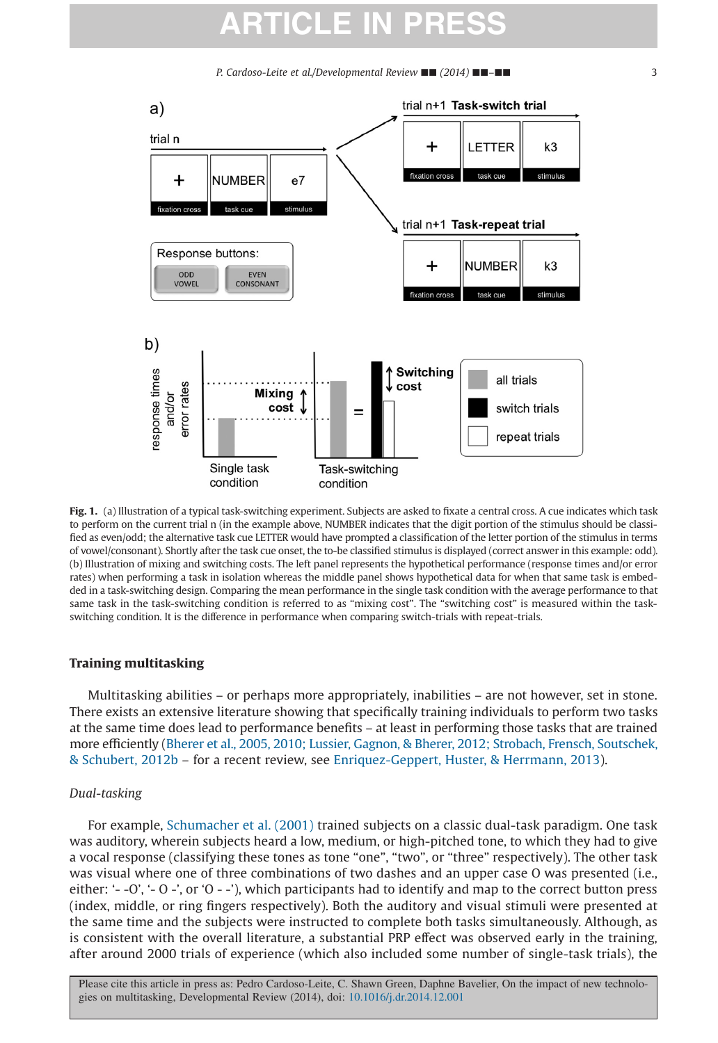**Fig. 1.** (a) Illustration of a typical task-switching experiment. Subjects are asked to fixate a central cross. A cue indicates which task to perform on the current trial n (in the example above, NUMBER indicates that the digit portion of the stimulus should be classified as even/odd; the alternative task cue LETTER would have prompted a classification of the letter portion of the stimulus in terms of vowel/consonant). Shortly after the task cue onset, the to-be classified stimulus is displayed (correct answer in this example: odd). (b) Illustration of mixing and switching costs. The left panel represents the hypothetical performance (response times and/or error rates) when performing a task in isolation whereas the middle panel shows hypothetical data for when that same task is embedded in a task-switching design. Comparing the mean performance in the single task condition with the average performance to that same task in the task-switching condition is referred to as "mixing cost". The "switching cost" is measured within the task-switching condition. It is the difference in performance when comparing switch-trials with repeat-trials.

## Training multitasking

Multitasking abilities – or perhaps more appropriately, inabilities – are not however, set in stone. There exists an extensive literature showing that specifically training individuals to perform two tasks at the same time does lead to performance benefits – at least in performing those tasks that are trained more efficiently (Bherer et al., 2005, 2010; Lussier, Gagnon, & Bherer, 2012; Strobach, Frensch, Soutschek, & Schubert, 2012b – for a recent review, see Enriquez-Geppert, Huster, & Herrmann, 2013).

### *Dual-tasking*

For example, Schumacher et al. (2001) trained subjects on a classic dual-task paradigm. One task was auditory, wherein subjects heard a low, medium, or high-pitched tone, to which they had to give a vocal response (classifying these tones as tone "one", "two", or "three" respectively). The other task was visual where one of three combinations of two dashes and an upper case O was presented (i.e., either: '- -O', '- O -', or 'O - -'), which participants had to identify and map to the correct button press (index, middle, or ring fingers respectively). Both the auditory and visual stimuli were presented at the same time and the subjects were instructed to complete both tasks simultaneously. Although, as is consistent with the overall literature, a substantial PRP effect was observed early in the training, after around 2000 trials of experience (which also included some number of single-task trials), the

Please cite this article in press as: Pedro Cardoso-Leite, C. Shawn Green, Daphne Bavelier, On the impact of new technologies on multitasking, Developmental Review (2014), doi: 10.1016/j.dr.2014.12.001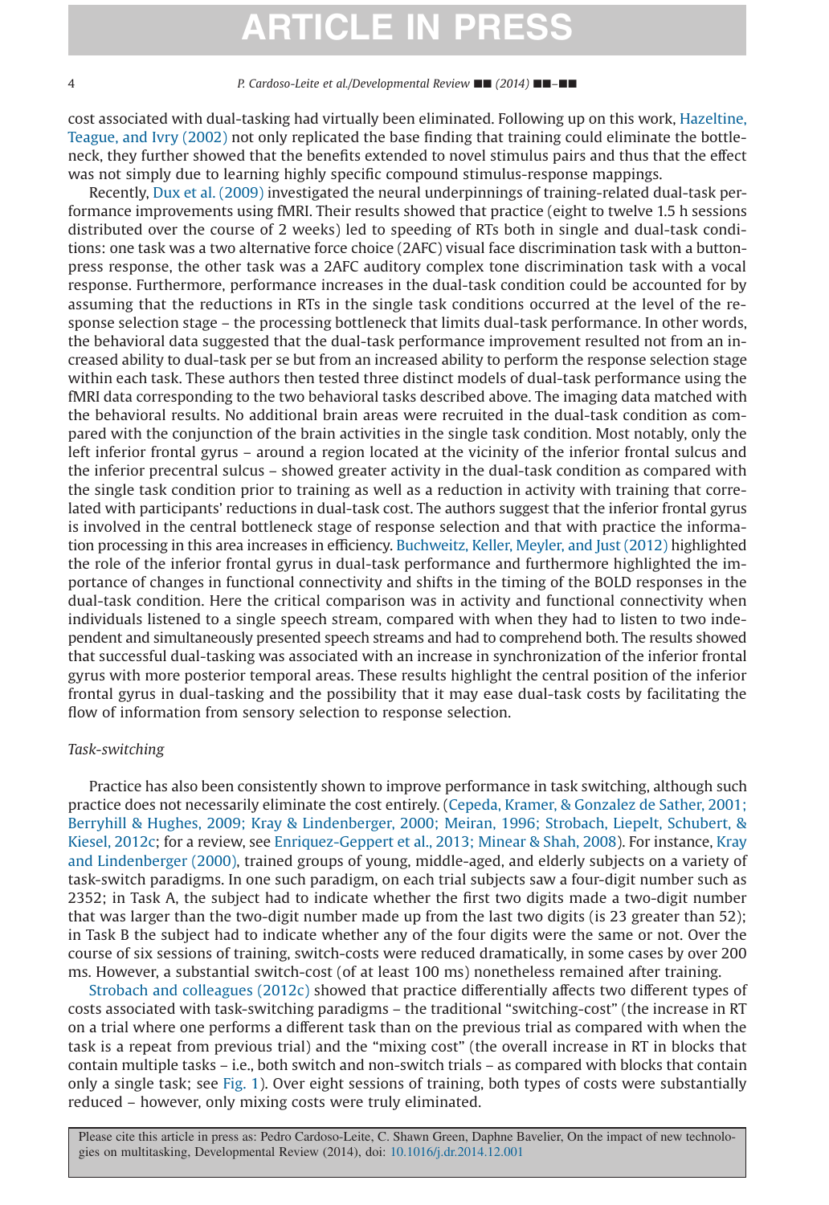cost associated with dual-tasking had virtually been eliminated. Following up on this work, Hazeltine, Teague, and Ivry (2002) not only replicated the base finding that training could eliminate the bottleneck, they further showed that the benefits extended to novel stimulus pairs and thus that the effect was not simply due to learning highly specific compound stimulus-response mappings.

Recently, Dux et al. (2009) investigated the neural underpinnings of training-related dual-task performance improvements using fMRI. Their results showed that practice (eight to twelve 1.5 h sessions distributed over the course of 2 weeks) led to speeding of RTs both in single and dual-task conditions: one task was a two alternative force choice (2AFC) visual face discrimination task with a button-press response, the other task was a 2AFC auditory complex tone discrimination task with a vocal response. Furthermore, performance increases in the dual-task condition could be accounted for by assuming that the reductions in RTs in the single task conditions occurred at the level of the response selection stage – the processing bottleneck that limits dual-task performance. In other words, the behavioral data suggested that the dual-task performance improvement resulted not from an increased ability to dual-task per se but from an increased ability to perform the response selection stage within each task. These authors then tested three distinct models of dual-task performance using the fMRI data corresponding to the two behavioral tasks described above. The imaging data matched with the behavioral results. No additional brain areas were recruited in the dual-task condition as compared with the conjunction of the brain activities in the single task condition. Most notably, only the left inferior frontal gyrus – around a region located at the vicinity of the inferior frontal sulcus and the inferior precentral sulcus – showed greater activity in the dual-task condition as compared with the single task condition prior to training as well as a reduction in activity with training that correlated with participants' reductions in dual-task cost. The authors suggest that the inferior frontal gyrus is involved in the central bottleneck stage of response selection and that with practice the information processing in this area increases in efficiency. Buchweitz, Keller, Meyler, and Just (2012) highlighted the role of the inferior frontal gyrus in dual-task performance and furthermore highlighted the importance of changes in functional connectivity and shifts in the timing of the BOLD responses in the dual-task condition. Here the critical comparison was in activity and functional connectivity when individuals listened to a single speech stream, compared with when they had to listen to two independent and simultaneously presented speech streams and had to comprehend both. The results showed that successful dual-tasking was associated with an increase in synchronization of the inferior frontal gyrus with more posterior temporal areas. These results highlight the central position of the inferior frontal gyrus in dual-tasking and the possibility that it may ease dual-task costs by facilitating the flow of information from sensory selection to response selection.

*Task-switching*

Practice has also been consistently shown to improve performance in task switching, although such practice does not necessarily eliminate the cost entirely. (Cepeda, Kramer, & Gonzalez de Sather, 2001; Berryhill & Hughes, 2009; Kray & Lindenberger, 2000; Meiran, 1996; Strobach, Liepelt, Schubert, & Kiesel, 2012c; for a review, see Enriquez-Geppert et al., 2013; Minear & Shah, 2008). For instance, Kray and Lindenberger (2000), trained groups of young, middle-aged, and elderly subjects on a variety of task-switch paradigms. In one such paradigm, on each trial subjects saw a four-digit number such as 2352; in Task A, the subject had to indicate whether the first two digits made a two-digit number that was larger than the two-digit number made up from the last two digits (is 23 greater than 52); in Task B the subject had to indicate whether any of the four digits were the same or not. Over the course of six sessions of training, switch-costs were reduced dramatically, in some cases by over 200 ms. However, a substantial switch-cost (of at least 100 ms) nonetheless remained after training.

Strobach and colleagues (2012c) showed that practice differentially affects two different types of costs associated with task-switching paradigms – the traditional "switching-cost" (the increase in RT on a trial where one performs a different task than on the previous trial as compared with when the task is a repeat from previous trial) and the "mixing cost" (the overall increase in RT in blocks that contain multiple tasks – i.e., both switch and non-switch trials – as compared with blocks that contain only a single task; see Fig. 1). Over eight sessions of training, both types of costs were substantially reduced – however, only mixing costs were truly eliminated.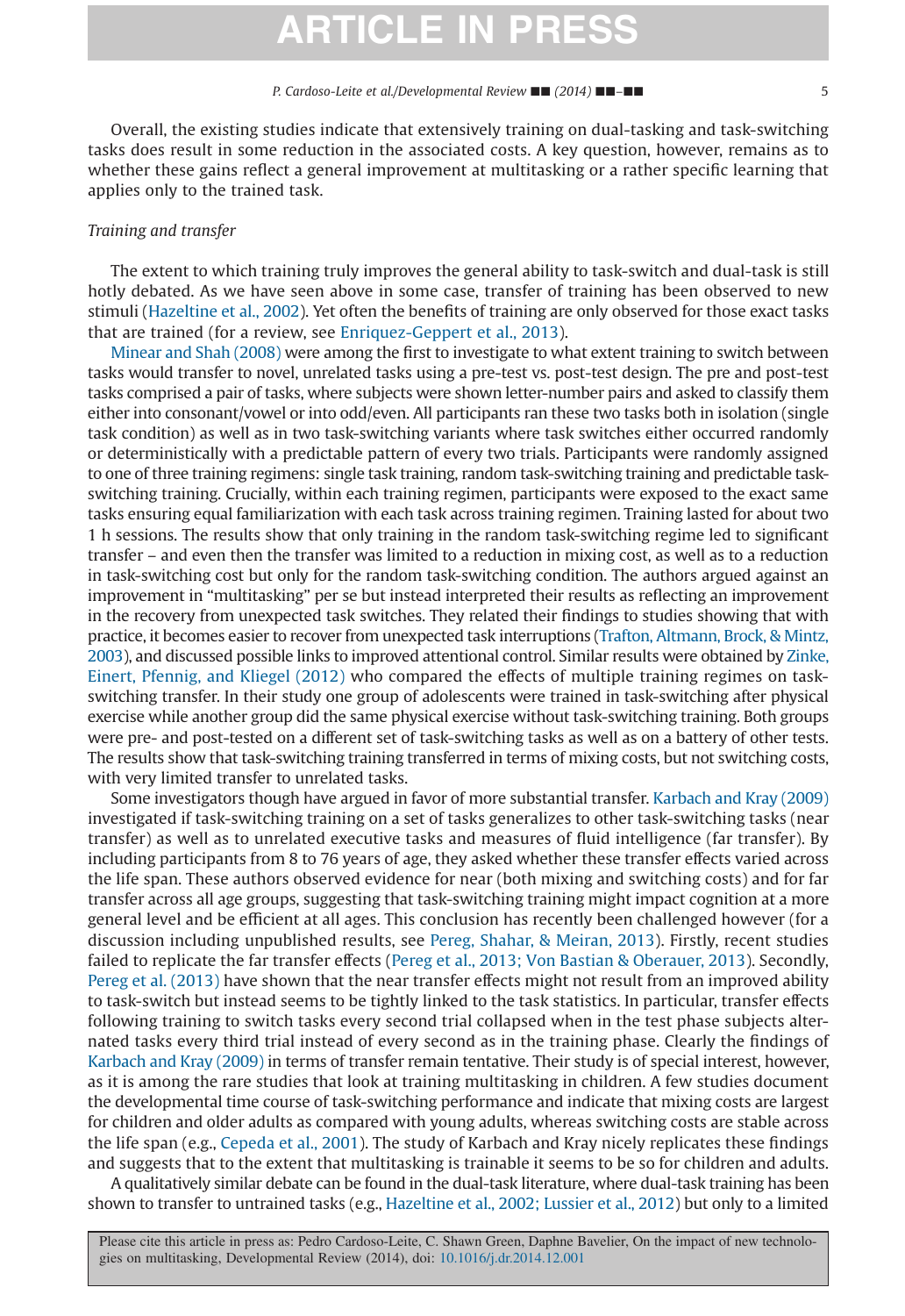Overall, the existing studies indicate that extensively training on dual-tasking and task-switching tasks does result in some reduction in the associated costs. A key question, however, remains as to whether these gains reflect a general improvement at multitasking or a rather specific learning that applies only to the trained task.

### *Training and transfer*

The extent to which training truly improves the general ability to task-switch and dual-task is still hotly debated. As we have seen above in some case, transfer of training has been observed to new stimuli (Hazeltine et al., 2002). Yet often the benefits of training are only observed for those exact tasks that are trained (for a review, see Enriquez-Geppert et al., 2013).

Minear and Shah (2008) were among the first to investigate to what extent training to switch between tasks would transfer to novel, unrelated tasks using a pre-test vs. post-test design. The pre and post-test tasks comprised a pair of tasks, where subjects were shown letter-number pairs and asked to classify them either into consonant/vowel or into odd/even. All participants ran these two tasks both in isolation (single task condition) as well as in two task-switching variants where task switches either occurred randomly or deterministically with a predictable pattern of every two trials. Participants were randomly assigned to one of three training regimens: single task training, random task-switching training and predictable task-switching training. Crucially, within each training regimen, participants were exposed to the exact same tasks ensuring equal familiarization with each task across training regimen. Training lasted for about two 1 h sessions. The results show that only training in the random task-switching regime led to significant transfer – and even then the transfer was limited to a reduction in mixing cost, as well as to a reduction in task-switching cost but only for the random task-switching condition. The authors argued against an improvement in "multitasking" per se but instead interpreted their results as reflecting an improvement in the recovery from unexpected task switches. They related their findings to studies showing that with practice, it becomes easier to recover from unexpected task interruptions (Trafton, Altmann, Brock, & Mintz, 2003), and discussed possible links to improved attentional control. Similar results were obtained by Zinke, Einert, Pfennig, and Kliegel (2012) who compared the effects of multiple training regimes on task-switching transfer. In their study one group of adolescents were trained in task-switching after physical exercise while another group did the same physical exercise without task-switching training. Both groups were pre- and post-tested on a different set of task-switching tasks as well as on a battery of other tests. The results show that task-switching training transferred in terms of mixing costs, but not switching costs, with very limited transfer to unrelated tasks.

Some investigators though have argued in favor of more substantial transfer. Karbach and Kray (2009) investigated if task-switching training on a set of tasks generalizes to other task-switching tasks (near transfer) as well as to unrelated executive tasks and measures of fluid intelligence (far transfer). By including participants from 8 to 76 years of age, they asked whether these transfer effects varied across the life span. These authors observed evidence for near (both mixing and switching costs) and for far transfer across all age groups, suggesting that task-switching training might impact cognition at a more general level and be efficient at all ages. This conclusion has recently been challenged however (for a discussion including unpublished results, see Pereg, Shahar, & Meiran, 2013). Firstly, recent studies failed to replicate the far transfer effects (Pereg et al., 2013; Von Bastian & Oberauer, 2013). Secondly, Pereg et al. (2013) have shown that the near transfer effects might not result from an improved ability to task-switch but instead seems to be tightly linked to the task statistics. In particular, transfer effects following training to switch tasks every second trial collapsed when in the test phase subjects alternated tasks every third trial instead of every second as in the training phase. Clearly the findings of Karbach and Kray (2009) in terms of transfer remain tentative. Their study is of special interest, however, as it is among the rare studies that look at training multitasking in children. A few studies document the developmental time course of task-switching performance and indicate that mixing costs are largest for children and older adults as compared with young adults, whereas switching costs are stable across the life span (e.g., Cepeda et al., 2001). The study of Karbach and Kray nicely replicates these findings and suggests that to the extent that multitasking is trainable it seems to be so for children and adults.

A qualitatively similar debate can be found in the dual-task literature, where dual-task training has been shown to transfer to untrained tasks (e.g., Hazeltine et al., 2002; Lussier et al., 2012) but only to a limited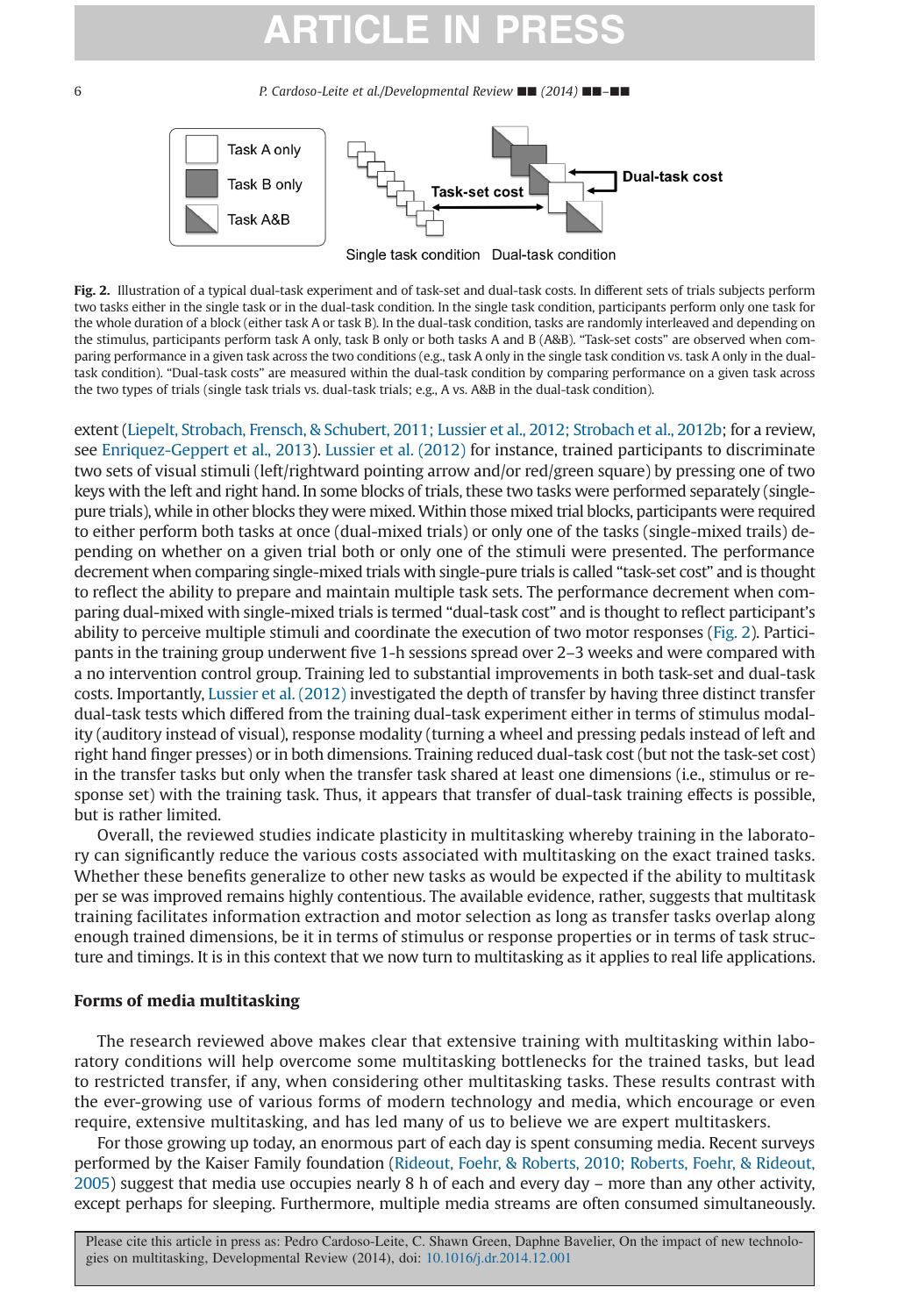Fig. 2. Illustration of a typical dual-task experiment and of task-set and dual-task costs. In different sets of trials subjects perform two tasks either in the single task or in the dual-task condition. In the single task condition, participants perform only one task for the whole duration of a block (either task A or task B). In the dual-task condition, tasks are randomly interleaved and depending on the stimulus, participants perform task A only, task B only or both tasks A and B (A&B). "Task-set costs" are observed when comparing performance in a given task across the two conditions (e.g., task A only in the single task condition vs. task A only in the dual-task condition). "Dual-task costs" are measured within the dual-task condition by comparing performance on a given task across the two types of trials (single task trials vs. dual-task trials; e.g., A vs. A&B in the dual-task condition).

extent (Liepelt, Strobach, Frensch, & Schubert, 2011; Lussier et al., 2012; Strobach et al., 2012b; for a review, see Enriquez-Geppert et al., 2013). Lussier et al. (2012) for instance, trained participants to discriminate two sets of visual stimuli (left/rightward pointing arrow and/or red/green square) by pressing one of two keys with the left and right hand. In some blocks of trials, these two tasks were performed separately (single-pure trials), while in other blocks they were mixed. Within those mixed trial blocks, participants were required to either perform both tasks at once (dual-mixed trials) or only one of the tasks (single-mixed trails) depending on whether on a given trial both or only one of the stimuli were presented. The performance decrement when comparing single-mixed trials with single-pure trials is called "task-set cost" and is thought to reflect the ability to prepare and maintain multiple task sets. The performance decrement when comparing dual-mixed with single-mixed trials is termed "dual-task cost" and is thought to reflect participant's ability to perceive multiple stimuli and coordinate the execution of two motor responses (Fig. 2). Participants in the training group underwent five 1-h sessions spread over 2–3 weeks and were compared with a no intervention control group. Training led to substantial improvements in both task-set and dual-task costs. Importantly, Lussier et al. (2012) investigated the depth of transfer by having three distinct transfer dual-task tests which differed from the training dual-task experiment either in terms of stimulus modality (auditory instead of visual), response modality (turning a wheel and pressing pedals instead of left and right hand finger presses) or in both dimensions. Training reduced dual-task cost (but not the task-set cost) in the transfer tasks but only when the transfer task shared at least one dimensions (i.e., stimulus or response set) with the training task. Thus, it appears that transfer of dual-task training effects is possible, but is rather limited.

Overall, the reviewed studies indicate plasticity in multitasking whereby training in the laboratory can significantly reduce the various costs associated with multitasking on the exact trained tasks. Whether these benefits generalize to other new tasks as would be expected if the ability to multitask per se was improved remains highly contentious. The available evidence, rather, suggests that multitask training facilitates information extraction and motor selection as long as transfer tasks overlap along enough trained dimensions, be it in terms of stimulus or response properties or in terms of task structure and timings. It is in this context that we now turn to multitasking as it applies to real life applications.

## Forms of media multitasking

The research reviewed above makes clear that extensive training with multitasking within laboratory conditions will help overcome some multitasking bottlenecks for the trained tasks, but lead to restricted transfer, if any, when considering other multitasking tasks. These results contrast with the ever-growing use of various forms of modern technology and media, which encourage or even require, extensive multitasking, and has led many of us to believe we are expert multitaskers.

For those growing up today, an enormous part of each day is spent consuming media. Recent surveys performed by the Kaiser Family foundation (Rideout, Foehr, & Roberts, 2010; Roberts, Foehr, & Rideout, 2005) suggest that media use occupies nearly 8 h of each and every day – more than any other activity, except perhaps for sleeping. Furthermore, multiple media streams are often consumed simultaneously.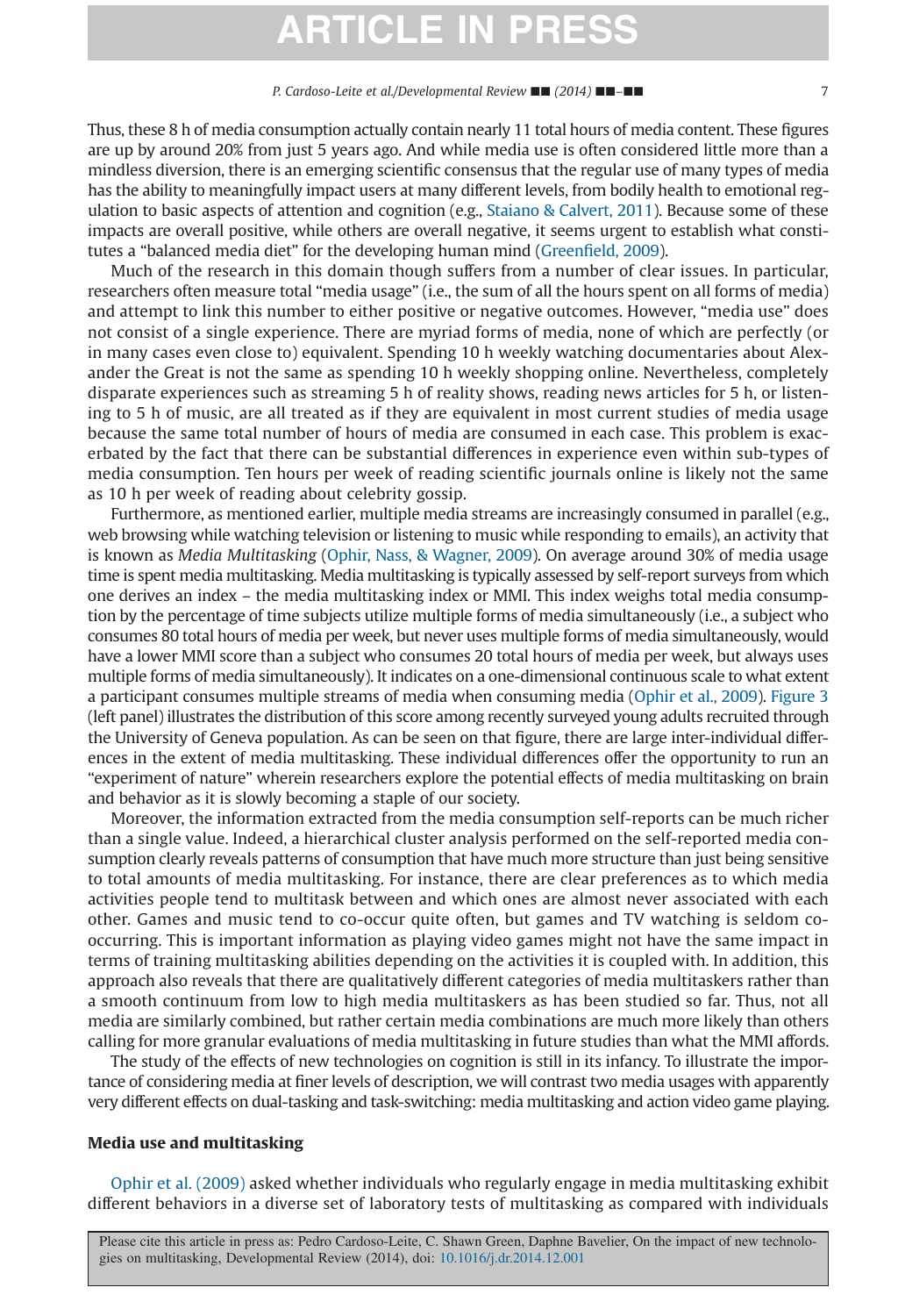Thus, these 8 h of media consumption actually contain nearly 11 total hours of media content. These figures are up by around 20% from just 5 years ago. And while media use is often considered little more than a mindless diversion, there is an emerging scientific consensus that the regular use of many types of media has the ability to meaningfully impact users at many different levels, from bodily health to emotional regulation to basic aspects of attention and cognition (e.g., Staiano & Calvert, 2011). Because some of these impacts are overall positive, while others are overall negative, it seems urgent to establish what constitutes a "balanced media diet" for the developing human mind (Greenfield, 2009).

Much of the research in this domain though suffers from a number of clear issues. In particular, researchers often measure total "media usage" (i.e., the sum of all the hours spent on all forms of media) and attempt to link this number to either positive or negative outcomes. However, "media use" does not consist of a single experience. There are myriad forms of media, none of which are perfectly (or in many cases even close to) equivalent. Spending 10 h weekly watching documentaries about Alexander the Great is not the same as spending 10 h weekly shopping online. Nevertheless, completely disparate experiences such as streaming 5 h of reality shows, reading news articles for 5 h, or listening to 5 h of music, are all treated as if they are equivalent in most current studies of media usage because the same total number of hours of media are consumed in each case. This problem is exacerbated by the fact that there can be substantial differences in experience even within sub-types of media consumption. Ten hours per week of reading scientific journals online is likely not the same as 10 h per week of reading about celebrity gossip.

Furthermore, as mentioned earlier, multiple media streams are increasingly consumed in parallel (e.g., web browsing while watching television or listening to music while responding to emails), an activity that is known as *Media Multitasking* (Ophir, Nass, & Wagner, 2009). On average around 30% of media usage time is spent media multitasking. Media multitasking is typically assessed by self-report surveys from which one derives an index – the media multitasking index or MMI. This index weighs total media consumption by the percentage of time subjects utilize multiple forms of media simultaneously (i.e., a subject who consumes 80 total hours of media per week, but never uses multiple forms of media simultaneously, would have a lower MMI score than a subject who consumes 20 total hours of media per week, but always uses multiple forms of media simultaneously). It indicates on a one-dimensional continuous scale to what extent a participant consumes multiple streams of media when consuming media (Ophir et al., 2009). Figure 3 (left panel) illustrates the distribution of this score among recently surveyed young adults recruited through the University of Geneva population. As can be seen on that figure, there are large inter-individual differences in the extent of media multitasking. These individual differences offer the opportunity to run an "experiment of nature" wherein researchers explore the potential effects of media multitasking on brain and behavior as it is slowly becoming a staple of our society.

Moreover, the information extracted from the media consumption self-reports can be much richer than a single value. Indeed, a hierarchical cluster analysis performed on the self-reported media consumption clearly reveals patterns of consumption that have much more structure than just being sensitive to total amounts of media multitasking. For instance, there are clear preferences as to which media activities people tend to multitask between and which ones are almost never associated with each other. Games and music tend to co-occur quite often, but games and TV watching is seldom co-occurring. This is important information as playing video games might not have the same impact in terms of training multitasking abilities depending on the activities it is coupled with. In addition, this approach also reveals that there are qualitatively different categories of media multitaskers rather than a smooth continuum from low to high media multitaskers as has been studied so far. Thus, not all media are similarly combined, but rather certain media combinations are much more likely than others calling for more granular evaluations of media multitasking in future studies than what the MMI affords.

The study of the effects of new technologies on cognition is still in its infancy. To illustrate the importance of considering media at finer levels of description, we will contrast two media usages with apparently very different effects on dual-tasking and task-switching: media multitasking and action video game playing.

## Media use and multitasking

Ophir et al. (2009) asked whether individuals who regularly engage in media multitasking exhibit different behaviors in a diverse set of laboratory tests of multitasking as compared with individuals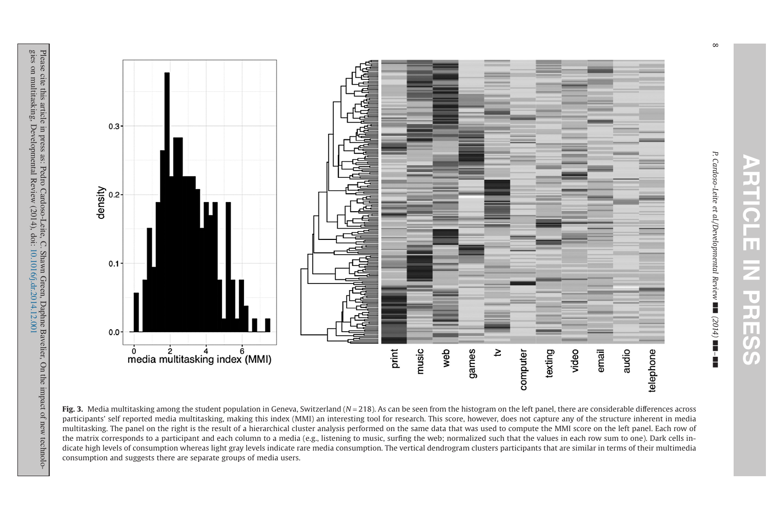**Fig. 3.** Media multitasking among the student population in Geneva, Switzerland ($N = 218$). As can be seen from the histogram on the left panel, there are considerable differences across participants' self reported media multitasking, making this index (MMI) an interesting tool for research. This score, however, does not capture any of the structure inherent in media multitasking. The panel on the right is the result of a hierarchical cluster analysis performed on the same data that was used to compute the MMI score on the left panel. Each row of the matrix corresponds to a participant and each column to a media (e.g., listening to music, surfing the web; normalized such that the values in each row sum to one). Dark cells indicate high levels of consumption whereas light gray levels indicate rare media consumption. The vertical dendrogram clusters participants that are similar in terms of their multimedia consumption and suggests there are separate groups of media users.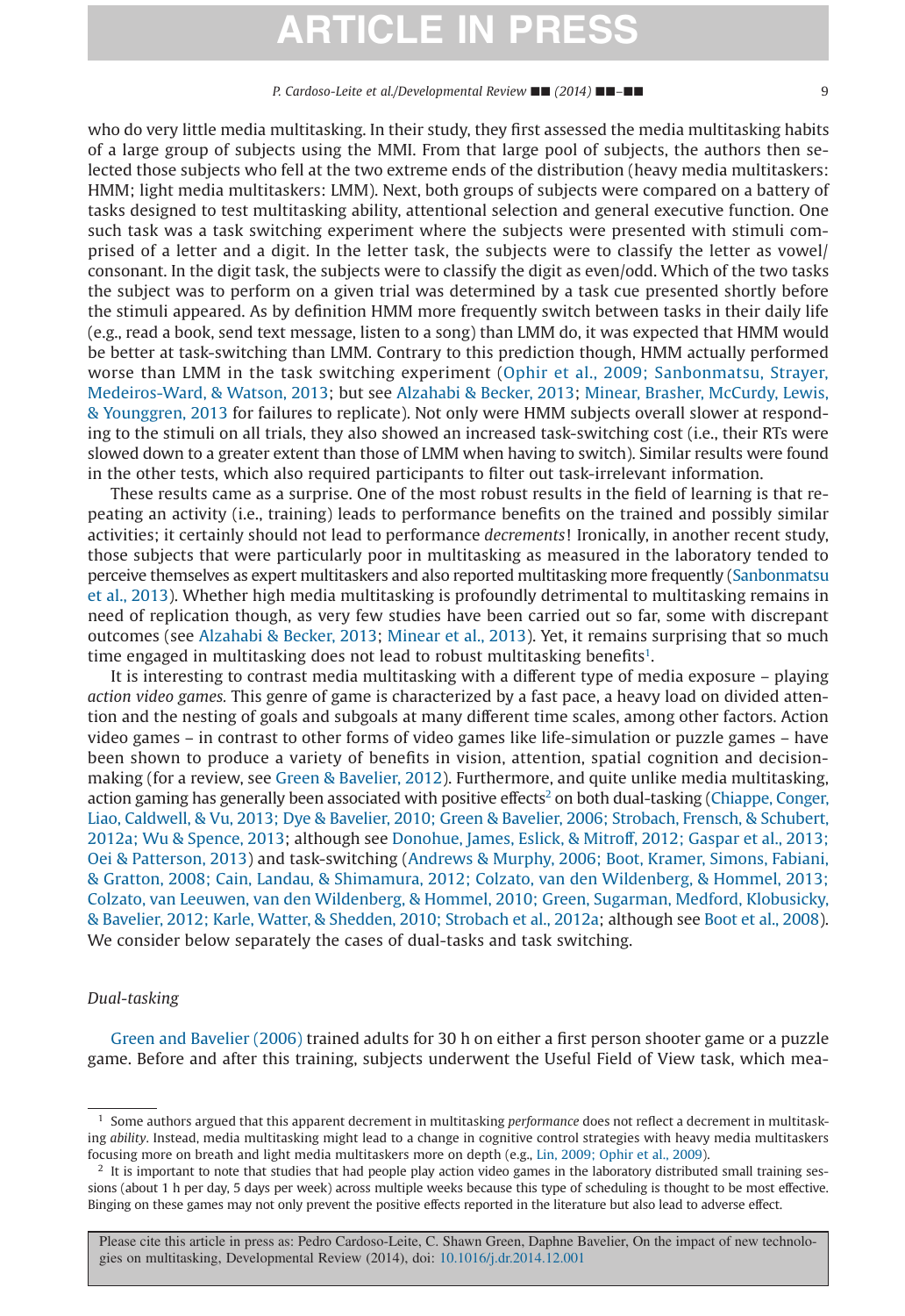who do very little media multitasking. In their study, they first assessed the media multitasking habits of a large group of subjects using the MMI. From that large pool of subjects, the authors then selected those subjects who fell at the two extreme ends of the distribution (heavy media multitaskers: HMM; light media multitaskers: LMM). Next, both groups of subjects were compared on a battery of tasks designed to test multitasking ability, attentional selection and general executive function. One such task was a task switching experiment where the subjects were presented with stimuli comprised of a letter and a digit. In the letter task, the subjects were to classify the letter as vowel/consonant. In the digit task, the subjects were to classify the digit as even/odd. Which of the two tasks the subject was to perform on a given trial was determined by a task cue presented shortly before the stimuli appeared. As by definition HMM more frequently switch between tasks in their daily life (e.g., read a book, send text message, listen to a song) than LMM do, it was expected that HMM would be better at task-switching than LMM. Contrary to this prediction though, HMM actually performed worse than LMM in the task switching experiment (Ophir et al., 2009; Sanbonmatsu, Strayer, Medeiros-Ward, & Watson, 2013; but see Alzahabi & Becker, 2013; Minear, Brasher, McCurdy, Lewis, & Younggren, 2013 for failures to replicate). Not only were HMM subjects overall slower at responding to the stimuli on all trials, they also showed an increased task-switching cost (i.e., their RTs were slowed down to a greater extent than those of LMM when having to switch). Similar results were found in the other tests, which also required participants to filter out task-irrelevant information.

These results came as a surprise. One of the most robust results in the field of learning is that repeating an activity (i.e., training) leads to performance benefits on the trained and possibly similar activities; it certainly should not lead to performance *decrements*! Ironically, in another recent study, those subjects that were particularly poor in multitasking as measured in the laboratory tended to perceive themselves as expert multitaskers and also reported multitasking more frequently (Sanbonmatsu et al., 2013). Whether high media multitasking is profoundly detrimental to multitasking remains in need of replication though, as very few studies have been carried out so far, some with discrepant outcomes (see Alzahabi & Becker, 2013; Minear et al., 2013). Yet, it remains surprising that so much time engaged in multitasking does not lead to robust multitasking benefits[1].

It is interesting to contrast media multitasking with a different type of media exposure – playing *action video games.* This genre of game is characterized by a fast pace, a heavy load on divided attention and the nesting of goals and subgoals at many different time scales, among other factors. Action video games – in contrast to other forms of video games like life-simulation or puzzle games – have been shown to produce a variety of benefits in vision, attention, spatial cognition and decision-making (for a review, see Green & Bavelier, 2012). Furthermore, and quite unlike media multitasking, action gaming has generally been associated with positive effects[2] on both dual-tasking (Chiappe, Conger, Liao, Caldwell, & Vu, 2013; Dye & Bavelier, 2010; Green & Bavelier, 2006; Strobach, Frensch, & Schubert, 2012a; Wu & Spence, 2013; although see Donohue, James, Eslick, & Mitroff, 2012; Gaspar et al., 2013; Oei & Patterson, 2013) and task-switching (Andrews & Murphy, 2006; Boot, Kramer, Simons, Fabiani, & Gratton, 2008; Cain, Landau, & Shimamura, 2012; Colzato, van den Wildenberg, & Hommel, 2013; Colzato, van Leeuwen, van den Wildenberg, & Hommel, 2010; Green, Sugarman, Medford, Klobusicky, & Bavelier, 2012; Karle, Watter, & Shedden, 2010; Strobach et al., 2012a; although see Boot et al., 2008). We consider below separately the cases of dual-tasks and task switching.

*Dual-tasking*

Green and Bavelier (2006) trained adults for 30 h on either a first person shooter game or a puzzle game. Before and after this training, subjects underwent the Useful Field of View task, which mea-

---

[1] Some authors argued that this apparent decrement in multitasking *performance* does not reflect a decrement in multitasking *ability*. Instead, media multitasking might lead to a change in cognitive control strategies with heavy media multitaskers focusing more on breath and light media multitaskers more on depth (e.g., Lin, 2009; Ophir et al., 2009).

[2] It is important to note that studies that had people play action video games in the laboratory distributed small training sessions (about 1 h per day, 5 days per week) across multiple weeks because this type of scheduling is thought to be most effective. Binging on these games may not only prevent the positive effects reported in the literature but also lead to adverse effect.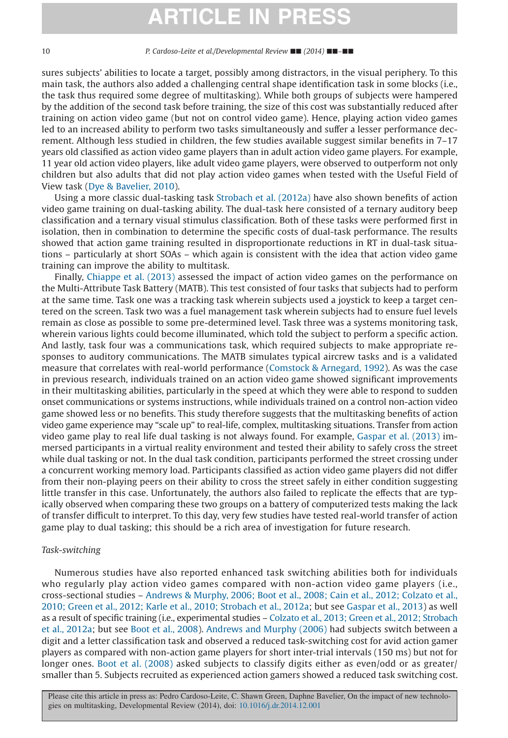sures subjects' abilities to locate a target, possibly among distractors, in the visual periphery. To this main task, the authors also added a challenging central shape identification task in some blocks (i.e., the task thus required some degree of multitasking). While both groups of subjects were hampered by the addition of the second task before training, the size of this cost was substantially reduced after training on action video game (but not on control video game). Hence, playing action video games led to an increased ability to perform two tasks simultaneously and suffer a lesser performance decrement. Although less studied in children, the few studies available suggest similar benefits in 7–17 years old classified as action video game players than in adult action video game players. For example, 11 year old action video players, like adult video game players, were observed to outperform not only children but also adults that did not play action video games when tested with the Useful Field of View task (Dye & Bavelier, 2010).

Using a more classic dual-tasking task Strobach et al. (2012a) have also shown benefits of action video game training on dual-tasking ability. The dual-task here consisted of a ternary auditory beep classification and a ternary visual stimulus classification. Both of these tasks were performed first in isolation, then in combination to determine the specific costs of dual-task performance. The results showed that action game training resulted in disproportionate reductions in RT in dual-task situations – particularly at short SOAs – which again is consistent with the idea that action video game training can improve the ability to multitask.

Finally, Chiappe et al. (2013) assessed the impact of action video games on the performance on the Multi-Attribute Task Battery (MATB). This test consisted of four tasks that subjects had to perform at the same time. Task one was a tracking task wherein subjects used a joystick to keep a target centered on the screen. Task two was a fuel management task wherein subjects had to ensure fuel levels remain as close as possible to some pre-determined level. Task three was a systems monitoring task, wherein various lights could become illuminated, which told the subject to perform a specific action. And lastly, task four was a communications task, which required subjects to make appropriate responses to auditory communications. The MATB simulates typical aircrew tasks and is a validated measure that correlates with real-world performance (Comstock & Arnegard, 1992). As was the case in previous research, individuals trained on an action video game showed significant improvements in their multitasking abilities, particularly in the speed at which they were able to respond to sudden onset communications or systems instructions, while individuals trained on a control non-action video game showed less or no benefits. This study therefore suggests that the multitasking benefits of action video game experience may "scale up" to real-life, complex, multitasking situations. Transfer from action video game play to real life dual tasking is not always found. For example, Gaspar et al. (2013) immersed participants in a virtual reality environment and tested their ability to safely cross the street while dual tasking or not. In the dual task condition, participants performed the street crossing under a concurrent working memory load. Participants classified as action video game players did not differ from their non-playing peers on their ability to cross the street safely in either condition suggesting little transfer in this case. Unfortunately, the authors also failed to replicate the effects that are typically observed when comparing these two groups on a battery of computerized tests making the lack of transfer difficult to interpret. To this day, very few studies have tested real-world transfer of action game play to dual tasking; this should be a rich area of investigation for future research.

*Task-switching*

Numerous studies have also reported enhanced task switching abilities both for individuals who regularly play action video games compared with non-action video game players (i.e., cross-sectional studies – Andrews & Murphy, 2006; Boot et al., 2008; Cain et al., 2012; Colzato et al., 2010; Green et al., 2012; Karle et al., 2010; Strobach et al., 2012a; but see Gaspar et al., 2013) as well as a result of specific training (i.e., experimental studies – Colzato et al., 2013; Green et al., 2012; Strobach et al., 2012a; but see Boot et al., 2008). Andrews and Murphy (2006) had subjects switch between a digit and a letter classification task and observed a reduced task-switching cost for avid action gamer players as compared with non-action game players for short inter-trial intervals (150 ms) but not for longer ones. Boot et al. (2008) asked subjects to classify digits either as even/odd or as greater/smaller than 5. Subjects recruited as experienced action gamers showed a reduced task switching cost.

Please cite this article in press as: Pedro Cardoso-Leite, C. Shawn Green, Daphne Bavelier, On the impact of new technologies on multitasking, Developmental Review (2014), doi: 10.1016/j.dr.2014.12.001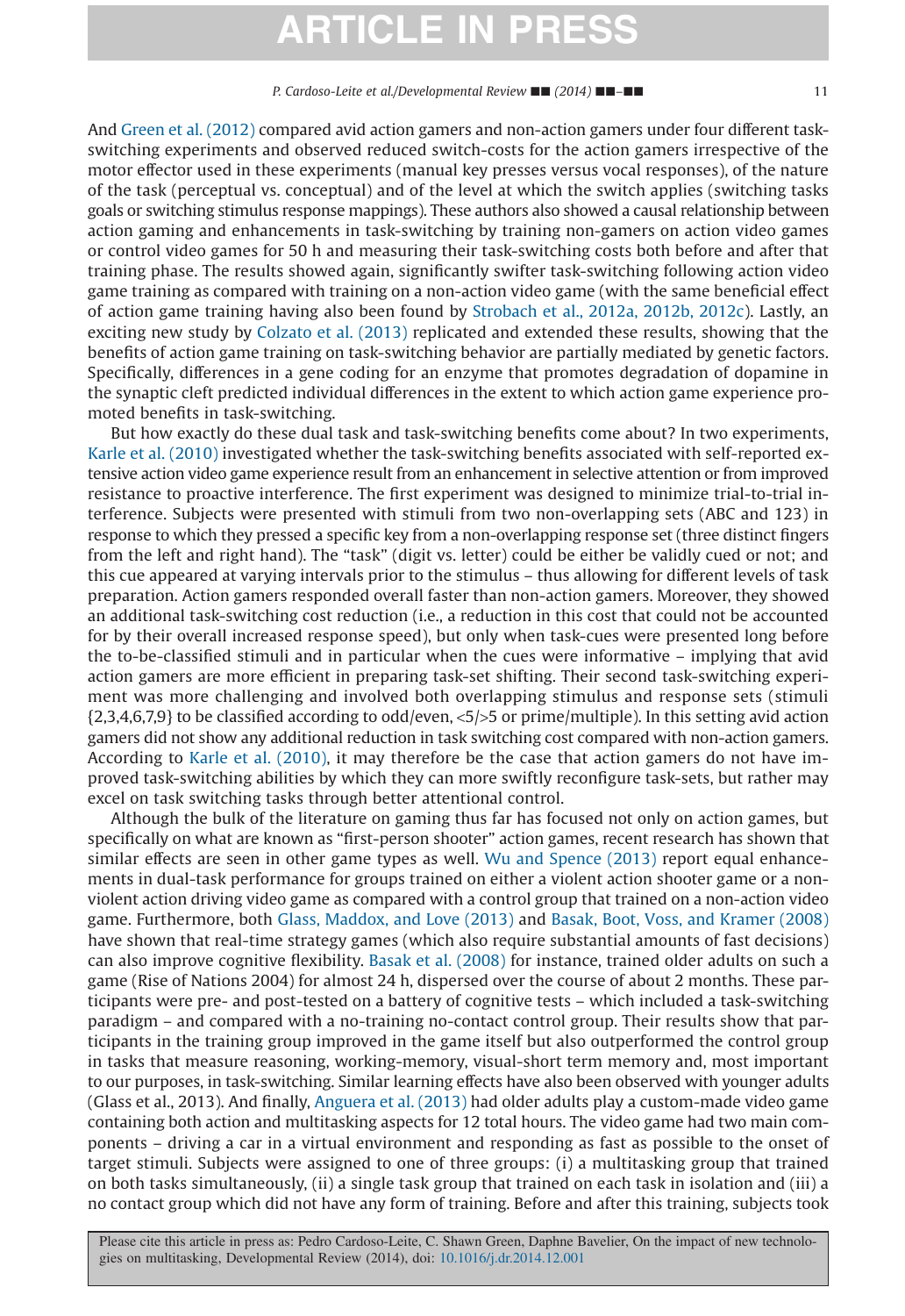And Green et al. (2012) compared avid action gamers and non-action gamers under four different task-switching experiments and observed reduced switch-costs for the action gamers irrespective of the motor effector used in these experiments (manual key presses versus vocal responses), of the nature of the task (perceptual vs. conceptual) and of the level at which the switch applies (switching tasks goals or switching stimulus response mappings). These authors also showed a causal relationship between action gaming and enhancements in task-switching by training non-gamers on action video games or control video games for 50 h and measuring their task-switching costs both before and after that training phase. The results showed again, significantly swifter task-switching following action video game training as compared with training on a non-action video game (with the same beneficial effect of action game training having also been found by Strobach et al., 2012a, 2012b, 2012c). Lastly, an exciting new study by Colzato et al. (2013) replicated and extended these results, showing that the benefits of action game training on task-switching behavior are partially mediated by genetic factors. Specifically, differences in a gene coding for an enzyme that promotes degradation of dopamine in the synaptic cleft predicted individual differences in the extent to which action game experience promoted benefits in task-switching.

But how exactly do these dual task and task-switching benefits come about? In two experiments, Karle et al. (2010) investigated whether the task-switching benefits associated with self-reported extensive action video game experience result from an enhancement in selective attention or from improved resistance to proactive interference. The first experiment was designed to minimize trial-to-trial interference. Subjects were presented with stimuli from two non-overlapping sets (ABC and 123) in response to which they pressed a specific key from a non-overlapping response set (three distinct fingers from the left and right hand). The "task" (digit vs. letter) could be either be validly cued or not; and this cue appeared at varying intervals prior to the stimulus – thus allowing for different levels of task preparation. Action gamers responded overall faster than non-action gamers. Moreover, they showed an additional task-switching cost reduction (i.e., a reduction in this cost that could not be accounted for by their overall increased response speed), but only when task-cues were presented long before the to-be-classified stimuli and in particular when the cues were informative – implying that avid action gamers are more efficient in preparing task-set shifting. Their second task-switching experiment was more challenging and involved both overlapping stimulus and response sets (stimuli {2,3,4,6,7,9} to be classified according to odd/even, <5/>5 or prime/multiple). In this setting avid action gamers did not show any additional reduction in task switching cost compared with non-action gamers. According to Karle et al. (2010), it may therefore be the case that action gamers do not have improved task-switching abilities by which they can more swiftly reconfigure task-sets, but rather may excel on task switching tasks through better attentional control.

Although the bulk of the literature on gaming thus far has focused not only on action games, but specifically on what are known as "first-person shooter" action games, recent research has shown that similar effects are seen in other game types as well. Wu and Spence (2013) report equal enhancements in dual-task performance for groups trained on either a violent action shooter game or a non-violent action driving video game as compared with a control group that trained on a non-action video game. Furthermore, both Glass, Maddox, and Love (2013) and Basak, Boot, Voss, and Kramer (2008) have shown that real-time strategy games (which also require substantial amounts of fast decisions) can also improve cognitive flexibility. Basak et al. (2008) for instance, trained older adults on such a game (Rise of Nations 2004) for almost 24 h, dispersed over the course of about 2 months. These participants were pre- and post-tested on a battery of cognitive tests – which included a task-switching paradigm – and compared with a no-training no-contact control group. Their results show that participants in the training group improved in the game itself but also outperformed the control group in tasks that measure reasoning, working-memory, visual-short term memory and, most important to our purposes, in task-switching. Similar learning effects have also been observed with younger adults (Glass et al., 2013). And finally, Anguera et al. (2013) had older adults play a custom-made video game containing both action and multitasking aspects for 12 total hours. The video game had two main components – driving a car in a virtual environment and responding as fast as possible to the onset of target stimuli. Subjects were assigned to one of three groups: (i) a multitasking group that trained on both tasks simultaneously, (ii) a single task group that trained on each task in isolation and (iii) a no contact group which did not have any form of training. Before and after this training, subjects took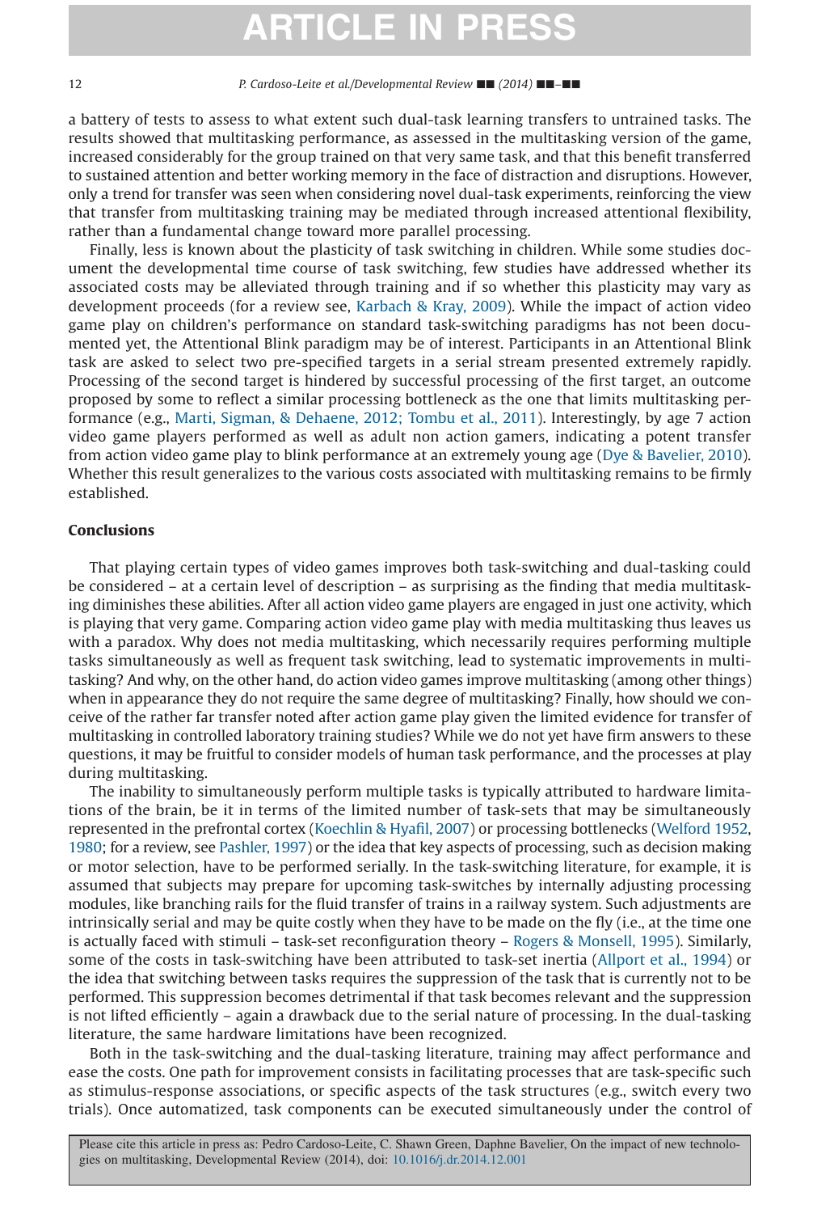a battery of tests to assess to what extent such dual-task learning transfers to untrained tasks. The results showed that multitasking performance, as assessed in the multitasking version of the game, increased considerably for the group trained on that very same task, and that this benefit transferred to sustained attention and better working memory in the face of distraction and disruptions. However, only a trend for transfer was seen when considering novel dual-task experiments, reinforcing the view that transfer from multitasking training may be mediated through increased attentional flexibility, rather than a fundamental change toward more parallel processing.

Finally, less is known about the plasticity of task switching in children. While some studies document the developmental time course of task switching, few studies have addressed whether its associated costs may be alleviated through training and if so whether this plasticity may vary as development proceeds (for a review see, Karbach & Kray, 2009). While the impact of action video game play on children's performance on standard task-switching paradigms has not been documented yet, the Attentional Blink paradigm may be of interest. Participants in an Attentional Blink task are asked to select two pre-specified targets in a serial stream presented extremely rapidly. Processing of the second target is hindered by successful processing of the first target, an outcome proposed by some to reflect a similar processing bottleneck as the one that limits multitasking performance (e.g., Marti, Sigman, & Dehaene, 2012; Tombu et al., 2011). Interestingly, by age 7 action video game players performed as well as adult non action gamers, indicating a potent transfer from action video game play to blink performance at an extremely young age (Dye & Bavelier, 2010). Whether this result generalizes to the various costs associated with multitasking remains to be firmly established.

## Conclusions

That playing certain types of video games improves both task-switching and dual-tasking could be considered – at a certain level of description – as surprising as the finding that media multitasking diminishes these abilities. After all action video game players are engaged in just one activity, which is playing that very game. Comparing action video game play with media multitasking thus leaves us with a paradox. Why does not media multitasking, which necessarily requires performing multiple tasks simultaneously as well as frequent task switching, lead to systematic improvements in multitasking? And why, on the other hand, do action video games improve multitasking (among other things) when in appearance they do not require the same degree of multitasking? Finally, how should we conceive of the rather far transfer noted after action game play given the limited evidence for transfer of multitasking in controlled laboratory training studies? While we do not yet have firm answers to these questions, it may be fruitful to consider models of human task performance, and the processes at play during multitasking.

The inability to simultaneously perform multiple tasks is typically attributed to hardware limitations of the brain, be it in terms of the limited number of task-sets that may be simultaneously represented in the prefrontal cortex (Koechlin & Hyafil, 2007) or processing bottlenecks (Welford 1952, 1980; for a review, see Pashler, 1997) or the idea that key aspects of processing, such as decision making or motor selection, have to be performed serially. In the task-switching literature, for example, it is assumed that subjects may prepare for upcoming task-switches by internally adjusting processing modules, like branching rails for the fluid transfer of trains in a railway system. Such adjustments are intrinsically serial and may be quite costly when they have to be made on the fly (i.e., at the time one is actually faced with stimuli – task-set reconfiguration theory – Rogers & Monsell, 1995). Similarly, some of the costs in task-switching have been attributed to task-set inertia (Allport et al., 1994) or the idea that switching between tasks requires the suppression of the task that is currently not to be performed. This suppression becomes detrimental if that task becomes relevant and the suppression is not lifted efficiently – again a drawback due to the serial nature of processing. In the dual-tasking literature, the same hardware limitations have been recognized.

Both in the task-switching and the dual-tasking literature, training may affect performance and ease the costs. One path for improvement consists in facilitating processes that are task-specific such as stimulus-response associations, or specific aspects of the task structures (e.g., switch every two trials). Once automatized, task components can be executed simultaneously under the control of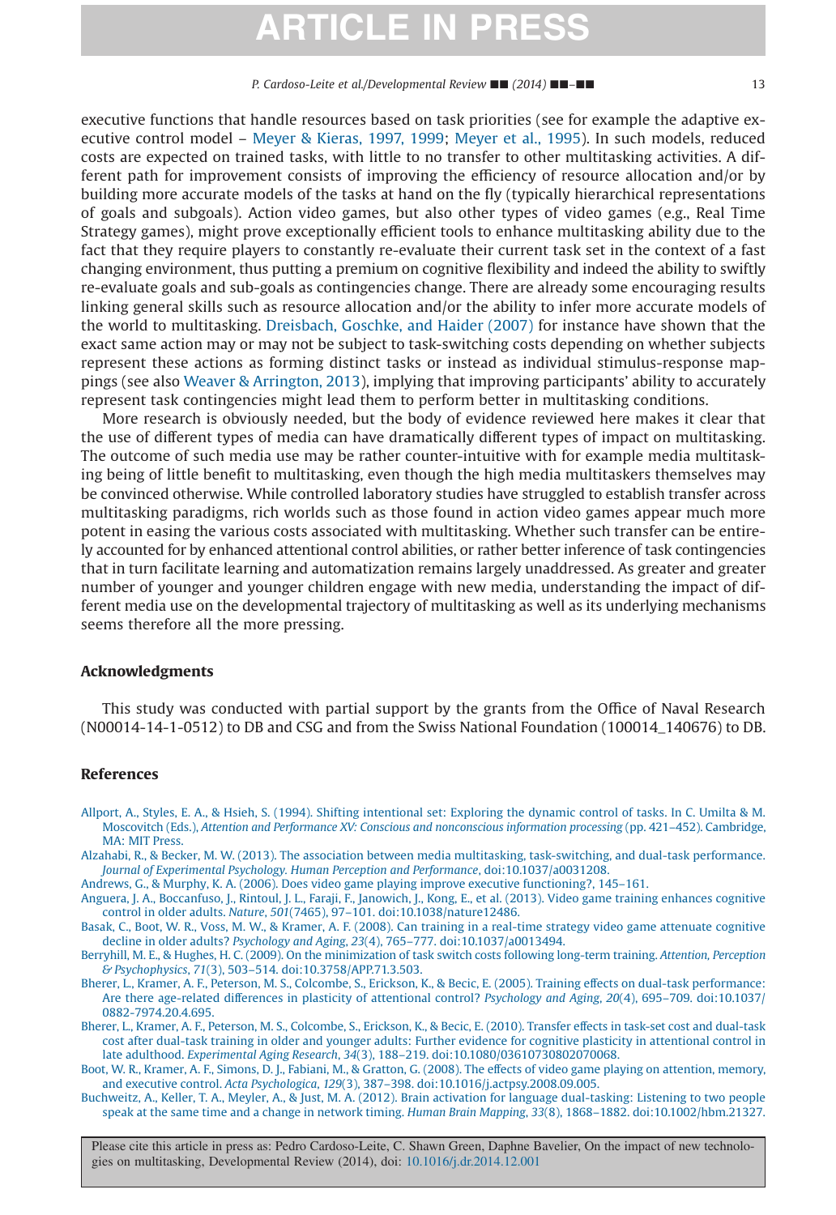executive functions that handle resources based on task priorities (see for example the adaptive executive control model – Meyer & Kieras, 1997, 1999; Meyer et al., 1995). In such models, reduced costs are expected on trained tasks, with little to no transfer to other multitasking activities. A different path for improvement consists of improving the efficiency of resource allocation and/or by building more accurate models of the tasks at hand on the fly (typically hierarchical representations of goals and subgoals). Action video games, but also other types of video games (e.g., Real Time Strategy games), might prove exceptionally efficient tools to enhance multitasking ability due to the fact that they require players to constantly re-evaluate their current task set in the context of a fast changing environment, thus putting a premium on cognitive flexibility and indeed the ability to swiftly re-evaluate goals and sub-goals as contingencies change. There are already some encouraging results linking general skills such as resource allocation and/or the ability to infer more accurate models of the world to multitasking. Dreisbach, Goschke, and Haider (2007) for instance have shown that the exact same action may or may not be subject to task-switching costs depending on whether subjects represent these actions as forming distinct tasks or instead as individual stimulus-response mappings (see also Weaver & Arrington, 2013), implying that improving participants' ability to accurately represent task contingencies might lead them to perform better in multitasking conditions.

More research is obviously needed, but the body of evidence reviewed here makes it clear that the use of different types of media can have dramatically different types of impact on multitasking. The outcome of such media use may be rather counter-intuitive with for example media multitasking being of little benefit to multitasking, even though the high media multitaskers themselves may be convinced otherwise. While controlled laboratory studies have struggled to establish transfer across multitasking paradigms, rich worlds such as those found in action video games appear much more potent in easing the various costs associated with multitasking. Whether such transfer can be entirely accounted for by enhanced attentional control abilities, or rather better inference of task contingencies that in turn facilitate learning and automatization remains largely unaddressed. As greater and greater number of younger and younger children engage with new media, understanding the impact of different media use on the developmental trajectory of multitasking as well as its underlying mechanisms seems therefore all the more pressing.

## Acknowledgments

This study was conducted with partial support by the grants from the Office of Naval Research (N00014-14-1-0512) to DB and CSG and from the Swiss National Foundation (100014_140676) to DB.

## References

Allport, A., Styles, E. A., & Hsieh, S. (1994). Shifting intentional set: Exploring the dynamic control of tasks. In C. Umilta & M. Moscovitch (Eds.), *Attention and Performance XV: Conscious and nonconscious information processing* (pp. 421–452). Cambridge, MA: MIT Press.

Alzahabi, R., & Becker, M. W. (2013). The association between media multitasking, task-switching, and dual-task performance. *Journal of Experimental Psychology. Human Perception and Performance*, doi:10.1037/a0031208.

Andrews, G., & Murphy, K. A. (2006). Does video game playing improve executive functioning?, 145–161.

Anguera, J. A., Boccanfuso, J., Rintoul, J. L., Faraji, F., Janowich, J., Kong, E., et al. (2013). Video game training enhances cognitive control in older adults. *Nature*, *501*(7465), 97–101. doi:10.1038/nature12486.

Basak, C., Boot, W. R., Voss, M. W., & Kramer, A. F. (2008). Can training in a real-time strategy video game attenuate cognitive decline in older adults? *Psychology and Aging*, *23*(4), 765–777. doi:10.1037/a0013494.

Berryhill, M. E., & Hughes, H. C. (2009). On the minimization of task switch costs following long-term training. *Attention, Perception & Psychophysics*, *71*(3), 503–514. doi:10.3758/APP.71.3.503.

Bherer, L., Kramer, A. F., Peterson, M. S., Colcombe, S., Erickson, K., & Becic, E. (2005). Training effects on dual-task performance: Are there age-related differences in plasticity of attentional control? *Psychology and Aging*, *20*(4), 695–709. doi:10.1037/0882-7974.20.4.695.

Bherer, L., Kramer, A. F., Peterson, M. S., Colcombe, S., Erickson, K., & Becic, E. (2010). Transfer effects in task-set cost and dual-task cost after dual-task training in older and younger adults: Further evidence for cognitive plasticity in attentional control in late adulthood. *Experimental Aging Research*, *34*(3), 188–219. doi:10.1080/03610730802070068.

Boot, W. R., Kramer, A. F., Simons, D. J., Fabiani, M., & Gratton, G. (2008). The effects of video game playing on attention, memory, and executive control. *Acta Psychologica*, *129*(3), 387–398. doi:10.1016/j.actpsy.2008.09.005.

Buchweitz, A., Keller, T. A., Meyler, A., & Just, M. A. (2012). Brain activation for language dual-tasking: Listening to two people speak at the same time and a change in network timing. *Human Brain Mapping*, *33*(8), 1868–1882. doi:10.1002/hbm.21327.

Please cite this article in press as: Pedro Cardoso-Leite, C. Shawn Green, Daphne Bavelier, On the impact of new technologies on multitasking, Developmental Review (2014), doi: 10.1016/j.dr.2014.12.001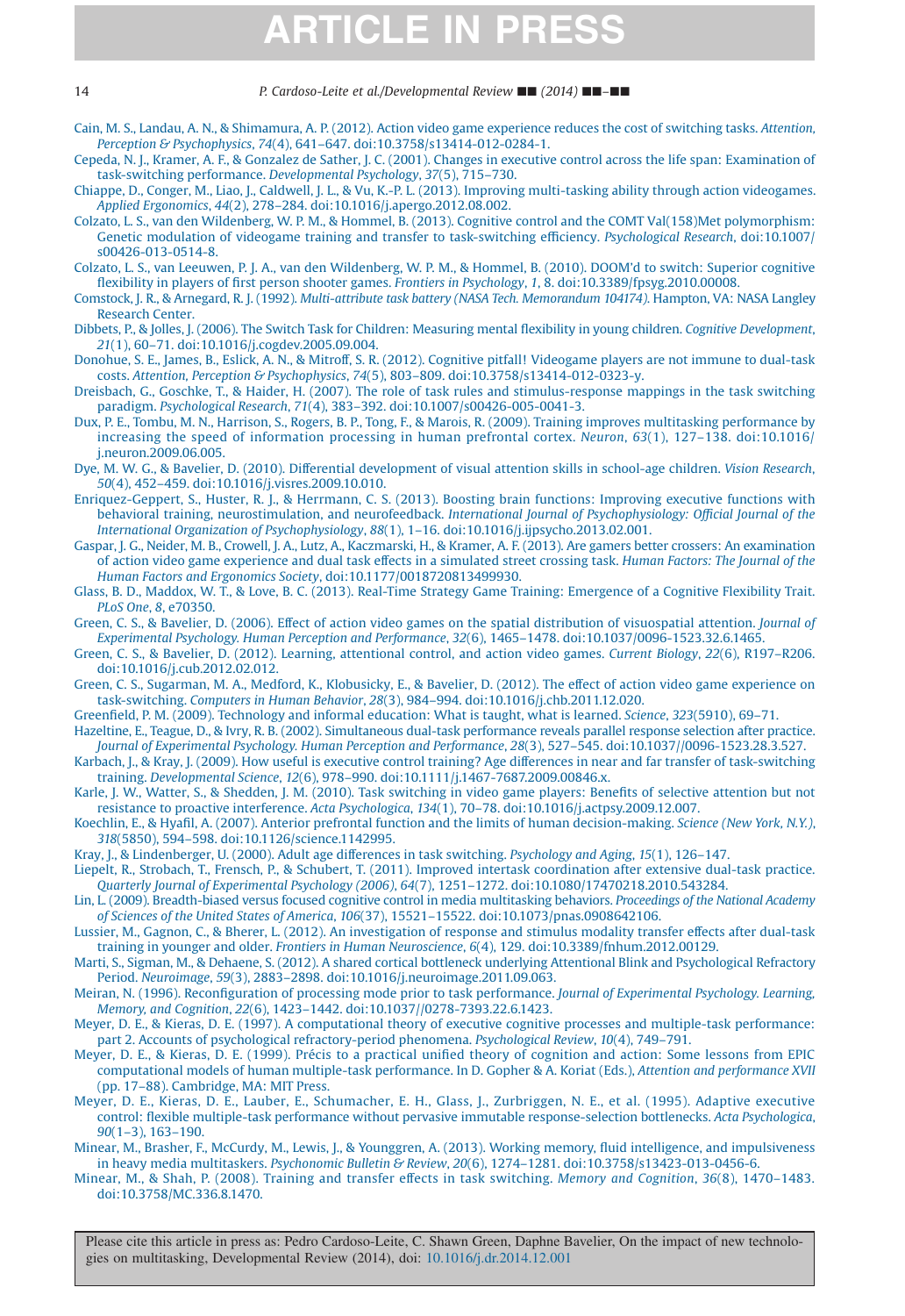Cain, M. S., Landau, A. N., & Shimamura, A. P. (2012). Action video game experience reduces the cost of switching tasks. *Attention, Perception & Psychophysics*, *74*(4), 641–647. doi:10.3758/s13414-012-0284-1.

Cepeda, N. J., Kramer, A. F., & Gonzalez de Sather, J. C. (2001). Changes in executive control across the life span: Examination of task-switching performance. *Developmental Psychology*, *37*(5), 715–730.

Chiappe, D., Conger, M., Liao, J., Caldwell, J. L., & Vu, K.-P. L. (2013). Improving multi-tasking ability through action videogames. *Applied Ergonomics*, *44*(2), 278–284. doi:10.1016/j.apergo.2012.08.002.

Colzato, L. S., van den Wildenberg, W. P. M., & Hommel, B. (2013). Cognitive control and the COMT Val(158)Met polymorphism: Genetic modulation of videogame training and transfer to task-switching efficiency. *Psychological Research*, doi:10.1007/s00426-013-0514-8.

Colzato, L. S., van Leeuwen, P. J. A., van den Wildenberg, W. P. M., & Hommel, B. (2010). DOOM'd to switch: Superior cognitive flexibility in players of first person shooter games. *Frontiers in Psychology*, *1*, 8. doi:10.3389/fpsyg.2010.00008.

Comstock, J. R., & Arnegard, R. J. (1992). *Multi-attribute task battery (NASA Tech. Memorandum 104174)*. Hampton, VA: NASA Langley Research Center.

Dibbets, P., & Jolles, J. (2006). The Switch Task for Children: Measuring mental flexibility in young children. *Cognitive Development*, *21*(1), 60–71. doi:10.1016/j.cogdev.2005.09.004.

Donohue, S. E., James, B., Eslick, A. N., & Mitroff, S. R. (2012). Cognitive pitfall! Videogame players are not immune to dual-task costs. *Attention, Perception & Psychophysics*, *74*(5), 803–809. doi:10.3758/s13414-012-0323-y.

Dreisbach, G., Goschke, T., & Haider, H. (2007). The role of task rules and stimulus-response mappings in the task switching paradigm. *Psychological Research*, *71*(4), 383–392. doi:10.1007/s00426-005-0041-3.

Dux, P. E., Tombu, M. N., Harrison, S., Rogers, B. P., Tong, F., & Marois, R. (2009). Training improves multitasking performance by increasing the speed of information processing in human prefrontal cortex. *Neuron*, *63*(1), 127–138. doi:10.1016/j.neuron.2009.06.005.

Dye, M. W. G., & Bavelier, D. (2010). Differential development of visual attention skills in school-age children. *Vision Research*, *50*(4), 452–459. doi:10.1016/j.visres.2009.10.010.

Enriquez-Geppert, S., Huster, R. J., & Herrmann, C. S. (2013). Boosting brain functions: Improving executive functions with behavioral training, neurostimulation, and neurofeedback. *International Journal of Psychophysiology: Official Journal of the International Organization of Psychophysiology*, *88*(1), 1–16. doi:10.1016/j.ijpsycho.2013.02.001.

Gaspar, J. G., Neider, M. B., Crowell, J. A., Lutz, A., Kaczmarski, H., & Kramer, A. F. (2013). Are gamers better crossers: An examination of action video game experience and dual task effects in a simulated street crossing task. *Human Factors: The Journal of the Human Factors and Ergonomics Society*, doi:10.1177/0018720813499930.

Glass, B. D., Maddox, W. T., & Love, B. C. (2013). Real-Time Strategy Game Training: Emergence of a Cognitive Flexibility Trait. *PLoS One*, *8*, e70350.

Green, C. S., & Bavelier, D. (2006). Effect of action video games on the spatial distribution of visuospatial attention. *Journal of Experimental Psychology. Human Perception and Performance*, *32*(6), 1465–1478. doi:10.1037/0096-1523.32.6.1465.

Green, C. S., & Bavelier, D. (2012). Learning, attentional control, and action video games. *Current Biology*, *22*(6), R197–R206. doi:10.1016/j.cub.2012.02.012.

Green, C. S., Sugarman, M. A., Medford, K., Klobusicky, E., & Bavelier, D. (2012). The effect of action video game experience on task-switching. *Computers in Human Behavior*, *28*(3), 984–994. doi:10.1016/j.chb.2011.12.020.

Greenfield, P. M. (2009). Technology and informal education: What is taught, what is learned. *Science*, *323*(5910), 69–71.

Hazeltine, E., Teague, D., & Ivry, R. B. (2002). Simultaneous dual-task performance reveals parallel response selection after practice. *Journal of Experimental Psychology. Human Perception and Performance*, *28*(3), 527–545. doi:10.1037//0096-1523.28.3.527.

Karbach, J., & Kray, J. (2009). How useful is executive control training? Age differences in near and far transfer of task-switching training. *Developmental Science*, *12*(6), 978–990. doi:10.1111/j.1467-7687.2009.00846.x.

Karle, J. W., Watter, S., & Shedden, J. M. (2010). Task switching in video game players: Benefits of selective attention but not resistance to proactive interference. *Acta Psychologica*, *134*(1), 70–78. doi:10.1016/j.actpsy.2009.12.007.

Koechlin, E., & Hyafil, A. (2007). Anterior prefrontal function and the limits of human decision-making. *Science (New York, N.Y.)*, *318*(5850), 594–598. doi:10.1126/science.1142995.

Kray, J., & Lindenberger, U. (2000). Adult age differences in task switching. *Psychology and Aging*, *15*(1), 126–147.

Liepelt, R., Strobach, T., Frensch, P., & Schubert, T. (2011). Improved intertask coordination after extensive dual-task practice. *Quarterly Journal of Experimental Psychology (2006)*, *64*(7), 1251–1272. doi:10.1080/17470218.2010.543284.

Lin, L. (2009). Breadth-biased versus focused cognitive control in media multitasking behaviors. *Proceedings of the National Academy of Sciences of the United States of America*, *106*(37), 15521–15522. doi:10.1073/pnas.0908642106.

Lussier, M., Gagnon, C., & Bherer, L. (2012). An investigation of response and stimulus modality transfer effects after dual-task training in younger and older. *Frontiers in Human Neuroscience*, *6*(4), 129. doi:10.3389/fnhum.2012.00129.

Marti, S., Sigman, M., & Dehaene, S. (2012). A shared cortical bottleneck underlying Attentional Blink and Psychological Refractory Period. *Neuroimage*, *59*(3), 2883–2898. doi:10.1016/j.neuroimage.2011.09.063.

Meiran, N. (1996). Reconfiguration of processing mode prior to task performance. *Journal of Experimental Psychology. Learning, Memory, and Cognition*, *22*(6), 1423–1442. doi:10.1037//0278-7393.22.6.1423.

Meyer, D. E., & Kieras, D. E. (1997). A computational theory of executive cognitive processes and multiple-task performance: part 2. Accounts of psychological refractory-period phenomena. *Psychological Review*, *10*(4), 749–791.

Meyer, D. E., & Kieras, D. E. (1999). Précis to a practical unified theory of cognition and action: Some lessons from EPIC computational models of human multiple-task performance. In D. Gopher & A. Koriat (Eds.), *Attention and performance XVII* (pp. 17–88). Cambridge, MA: MIT Press.

Meyer, D. E., Kieras, D. E., Lauber, E., Schumacher, E. H., Glass, J., Zurbriggen, N. E., et al. (1995). Adaptive executive control: flexible multiple-task performance without pervasive immutable response-selection bottlenecks. *Acta Psychologica*, *90*(1–3), 163–190.

Minear, M., Brasher, F., McCurdy, M., Lewis, J., & Younggren, A. (2013). Working memory, fluid intelligence, and impulsiveness in heavy media multitaskers. *Psychonomic Bulletin & Review*, *20*(6), 1274–1281. doi:10.3758/s13423-013-0456-6.

Minear, M., & Shah, P. (2008). Training and transfer effects in task switching. *Memory and Cognition*, *36*(8), 1470–1483. doi:10.3758/MC.336.8.1470.

Please cite this article in press as: Pedro Cardoso-Leite, C. Shawn Green, Daphne Bavelier, On the impact of new technologies on multitasking, Developmental Review (2014), doi: 10.1016/j.dr.2014.12.001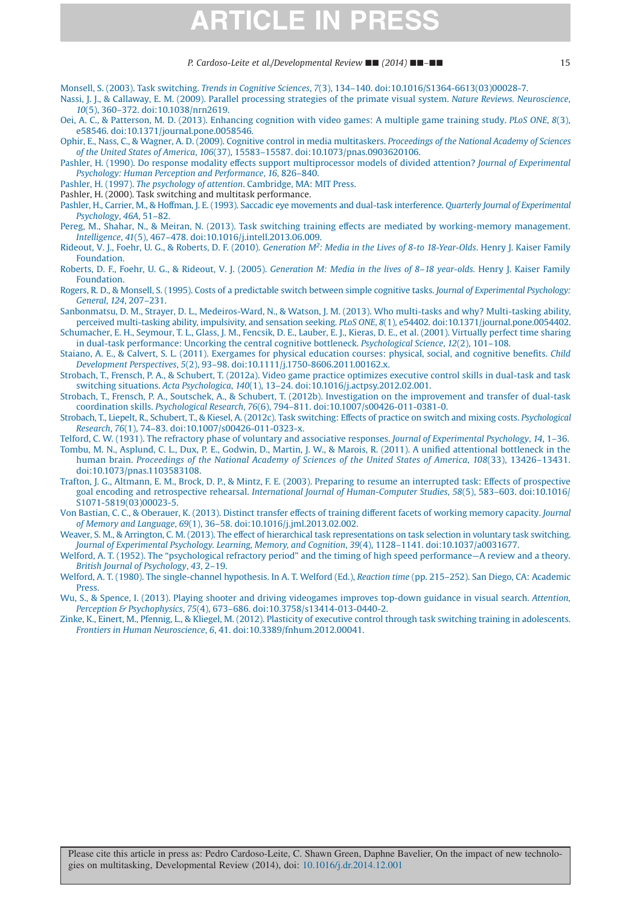Monsell, S. (2003). Task switching. *Trends in Cognitive Sciences*, *7*(3), 134–140. doi:10.1016/S1364-6613(03)00028-7.

Nassi, J. J., & Callaway, E. M. (2009). Parallel processing strategies of the primate visual system. *Nature Reviews. Neuroscience*, *10*(5), 360–372. doi:10.1038/nrn2619.

Oei, A. C., & Patterson, M. D. (2013). Enhancing cognition with video games: A multiple game training study. *PLoS ONE*, *8*(3), e58546. doi:10.1371/journal.pone.0058546.

Ophir, E., Nass, C., & Wagner, A. D. (2009). Cognitive control in media multitaskers. *Proceedings of the National Academy of Sciences of the United States of America*, *106*(37), 15583–15587. doi:10.1073/pnas.0903620106.

Pashler, H. (1990). Do response modality effects support multiprocessor models of divided attention? *Journal of Experimental Psychology: Human Perception and Performance*, *16*, 826–840.

Pashler, H. (1997). *The psychology of attention*. Cambridge, MA: MIT Press.

Pashler, H. (2000). Task switching and multitask performance.

Pashler, H., Carrier, M., & Hoffman, J. E. (1993). Saccadic eye movements and dual-task interference. *Quarterly Journal of Experimental Psychology*, *46A*, 51–82.

Pereg, M., Shahar, N., & Meiran, N. (2013). Task switching training effects are mediated by working-memory management. *Intelligence*, *41*(5), 467–478. doi:10.1016/j.intell.2013.06.009.

Rideout, V. J., Foehr, U. G., & Roberts, D. F. (2010). *Generation M$^2$: Media in the Lives of 8-to 18-Year-Olds*. Henry J. Kaiser Family Foundation.

Roberts, D. F., Foehr, U. G., & Rideout, V. J. (2005). *Generation M: Media in the lives of 8–18 year-olds.* Henry J. Kaiser Family Foundation.

Rogers, R. D., & Monsell, S. (1995). Costs of a predictable switch between simple cognitive tasks. *Journal of Experimental Psychology: General*, *124*, 207–231.

Sanbonmatsu, D. M., Strayer, D. L., Medeiros-Ward, N., & Watson, J. M. (2013). Who multi-tasks and why? Multi-tasking ability, perceived multi-tasking ability, impulsivity, and sensation seeking. *PLoS ONE*, *8*(1), e54402. doi:10.1371/journal.pone.0054402.

Schumacher, E. H., Seymour, T. L., Glass, J. M., Fencsik, D. E., Lauber, E. J., Kieras, D. E., et al. (2001). Virtually perfect time sharing in dual-task performance: Uncorking the central cognitive bottleneck. *Psychological Science*, *12*(2), 101–108.

Staiano, A. E., & Calvert, S. L. (2011). Exergames for physical education courses: physical, social, and cognitive benefits. *Child Development Perspectives*, *5*(2), 93–98. doi:10.1111/j.1750-8606.2011.00162.x.

Strobach, T., Frensch, P. A., & Schubert, T. (2012a). Video game practice optimizes executive control skills in dual-task and task switching situations. *Acta Psychologica*, *140*(1), 13–24. doi:10.1016/j.actpsy.2012.02.001.

Strobach, T., Frensch, P. A., Soutschek, A., & Schubert, T. (2012b). Investigation on the improvement and transfer of dual-task coordination skills. *Psychological Research*, *76*(6), 794–811. doi:10.1007/s00426-011-0381-0.

Strobach, T., Liepelt, R., Schubert, T., & Kiesel, A. (2012c). Task switching: Effects of practice on switch and mixing costs. *Psychological Research*, *76*(1), 74–83. doi:10.1007/s00426-011-0323-x.

Telford, C. W. (1931). The refractory phase of voluntary and associative responses. *Journal of Experimental Psychology*, *14*, 1–36.

Tombu, M. N., Asplund, C. L., Dux, P. E., Godwin, D., Martin, J. W., & Marois, R. (2011). A unified attentional bottleneck in the human brain. *Proceedings of the National Academy of Sciences of the United States of America*, *108*(33), 13426–13431. doi:10.1073/pnas.1103583108.

Trafton, J. G., Altmann, E. M., Brock, D. P., & Mintz, F. E. (2003). Preparing to resume an interrupted task: Effects of prospective goal encoding and retrospective rehearsal. *International Journal of Human-Computer Studies*, *58*(5), 583–603. doi:10.1016/S1071-5819(03)00023-5.

Von Bastian, C. C., & Oberauer, K. (2013). Distinct transfer effects of training different facets of working memory capacity. *Journal of Memory and Language*, *69*(1), 36–58. doi:10.1016/j.jml.2013.02.002.

Weaver, S. M., & Arrington, C. M. (2013). The effect of hierarchical task representations on task selection in voluntary task switching. *Journal of Experimental Psychology. Learning, Memory, and Cognition*, *39*(4), 1128–1141. doi:10.1037/a0031677.

Welford, A. T. (1952). The "psychological refractory period" and the timing of high speed performance—A review and a theory. *British Journal of Psychology*, *43*, 2–19.

Welford, A. T. (1980). The single-channel hypothesis. In A. T. Welford (Ed.), *Reaction time* (pp. 215–252). San Diego, CA: Academic Press.

Wu, S., & Spence, I. (2013). Playing shooter and driving videogames improves top-down guidance in visual search. *Attention, Perception & Psychophysics*, *75*(4), 673–686. doi:10.3758/s13414-013-0440-2.

Zinke, K., Einert, M., Pfennig, L., & Kliegel, M. (2012). Plasticity of executive control through task switching training in adolescents. *Frontiers in Human Neuroscience*, *6*, 41. doi:10.3389/fnhum.2012.00041.